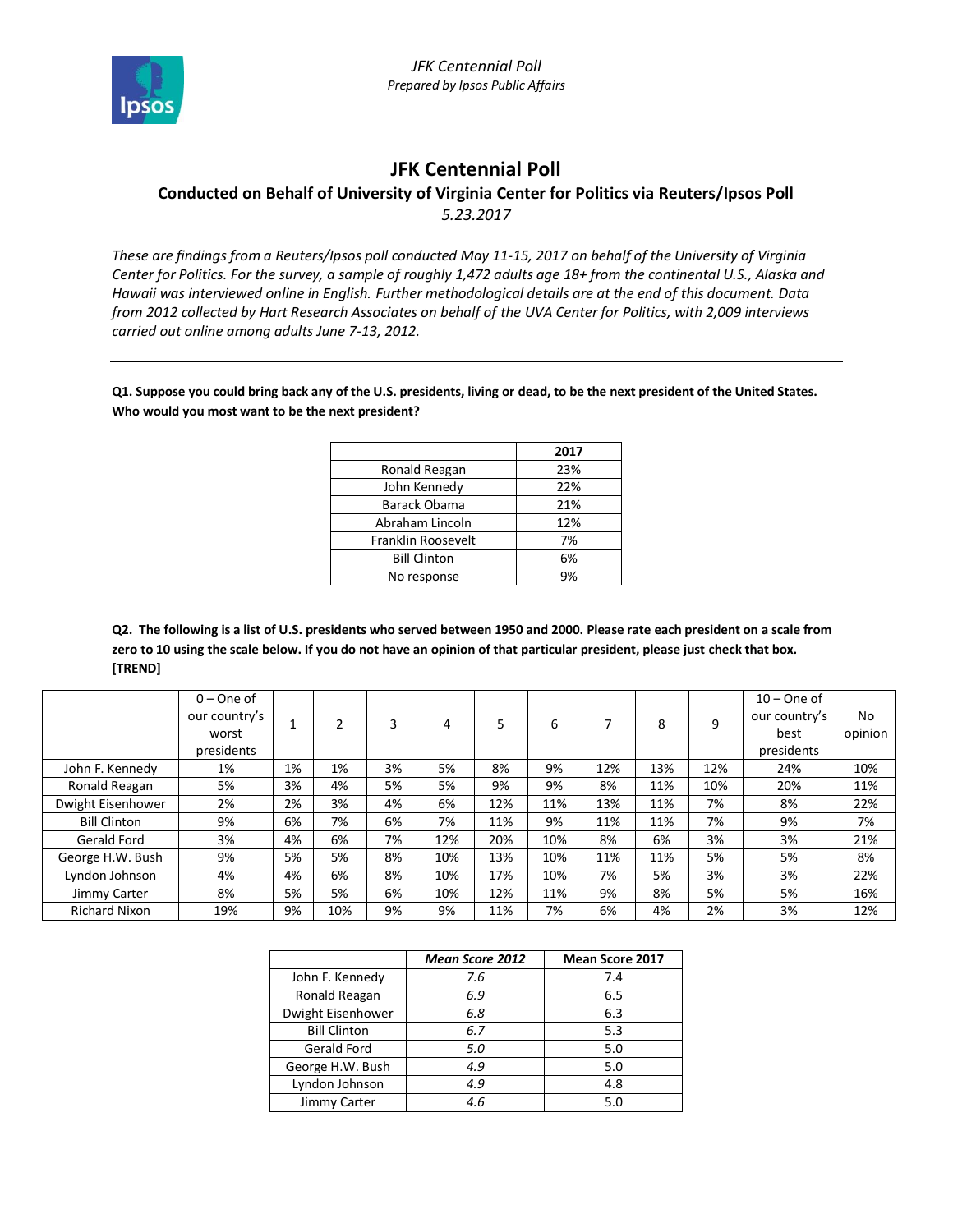# JFK Centennial Poll

## Conducted on Behalf of University of Virginia Center for Politics via Reuters/Ipsos Poll

*5.23.2017*

*These are findings from a Reuters/Ipsos poll conducted May 11-15, 2017 on behalf of the University of Virginia Center for Politics. For the survey, a sample of roughly 1,472 adults age 18+ from the continental U.S., Alaska and Hawaii was interviewed online in English. Further methodological details are at the end of this document. Data from 2012 collected by Hart Research Associates on behalf of the UVA Center for Politics, with 2,009 interviews carried out online among adults June 7-13, 2012.*

---

**Q1. Suppose you could bring back any of the U.S. presidents, living or dead, to be the next president of the United States. Who would you most want to be the next president?**

| | 2017 |
|---|---|
| Ronald Reagan | 23% |
| John Kennedy | 22% |
| Barack Obama | 21% |
| Abraham Lincoln | 12% |
| Franklin Roosevelt | 7% |
| Bill Clinton | 6% |
| No response | 9% |

**Q2. The following is a list of U.S. presidents who served between 1950 and 2000. Please rate each president on a scale from zero to 10 using the scale below. If you do not have an opinion of that particular president, please just check that box. [TREND]**

| | 0 – One of our country's worst presidents | 1 | 2 | 3 | 4 | 5 | 6 | 7 | 8 | 9 | 10 – One of our country's best presidents | No opinion |
|---|---|---|---|---|---|---|---|---|---|---|---|---|
| John F. Kennedy | 1% | 1% | 1% | 3% | 5% | 8% | 9% | 12% | 13% | 12% | 24% | 10% |
| Ronald Reagan | 5% | 3% | 4% | 5% | 5% | 9% | 9% | 8% | 11% | 10% | 20% | 11% |
| Dwight Eisenhower | 2% | 2% | 3% | 4% | 6% | 12% | 11% | 13% | 11% | 7% | 8% | 22% |
| Bill Clinton | 9% | 6% | 7% | 6% | 7% | 11% | 9% | 11% | 11% | 7% | 9% | 7% |
| Gerald Ford | 3% | 4% | 6% | 7% | 12% | 20% | 10% | 8% | 6% | 3% | 3% | 21% |
| George H.W. Bush | 9% | 5% | 5% | 8% | 10% | 13% | 10% | 11% | 11% | 5% | 5% | 8% |
| Lyndon Johnson | 4% | 4% | 6% | 8% | 10% | 17% | 10% | 7% | 5% | 3% | 3% | 22% |
| Jimmy Carter | 8% | 5% | 5% | 6% | 10% | 12% | 11% | 9% | 8% | 5% | 5% | 16% |
| Richard Nixon | 19% | 9% | 10% | 9% | 9% | 11% | 7% | 6% | 4% | 2% | 3% | 12% |

| | *Mean Score 2012* | Mean Score 2017 |
|---|---|---|
| John F. Kennedy | *7.6* | 7.4 |
| Ronald Reagan | *6.9* | 6.5 |
| Dwight Eisenhower | *6.8* | 6.3 |
| Bill Clinton | *6.7* | 5.3 |
| Gerald Ford | *5.0* | 5.0 |
| George H.W. Bush | *4.9* | 5.0 |
| Lyndon Johnson | *4.9* | 4.8 |
| Jimmy Carter | *4.6* | 5.0 |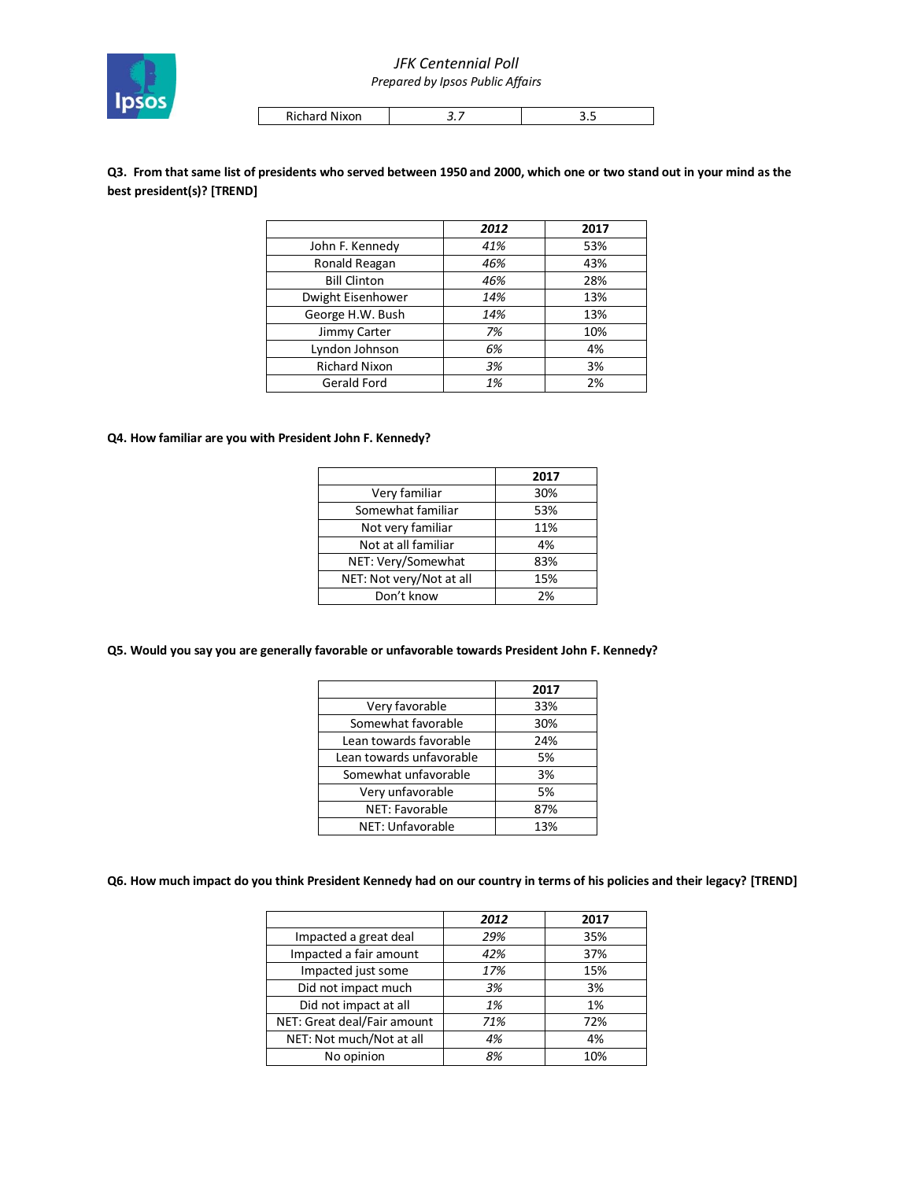| Richard Nixon | 3.7 | 3.5 |
|---|---|---|

**Q3. From that same list of presidents who served between 1950 and 2000, which one or two stand out in your mind as the best president(s)? [TREND]**

| | *2012* | 2017 |
|---|---|---|
| John F. Kennedy | *41%* | 53% |
| Ronald Reagan | *46%* | 43% |
| Bill Clinton | *46%* | 28% |
| Dwight Eisenhower | *14%* | 13% |
| George H.W. Bush | *14%* | 13% |
| Jimmy Carter | *7%* | 10% |
| Lyndon Johnson | *6%* | 4% |
| Richard Nixon | *3%* | 3% |
| Gerald Ford | *1%* | 2% |

**Q4. How familiar are you with President John F. Kennedy?**

| | 2017 |
|---|---|
| Very familiar | 30% |
| Somewhat familiar | 53% |
| Not very familiar | 11% |
| Not at all familiar | 4% |
| NET: Very/Somewhat | 83% |
| NET: Not very/Not at all | 15% |
| Don't know | 2% |

**Q5. Would you say you are generally favorable or unfavorable towards President John F. Kennedy?**

| | 2017 |
|---|---|
| Very favorable | 33% |
| Somewhat favorable | 30% |
| Lean towards favorable | 24% |
| Lean towards unfavorable | 5% |
| Somewhat unfavorable | 3% |
| Very unfavorable | 5% |
| NET: Favorable | 87% |
| NET: Unfavorable | 13% |

**Q6. How much impact do you think President Kennedy had on our country in terms of his policies and their legacy? [TREND]**

| | *2012* | 2017 |
|---|---|---|
| Impacted a great deal | *29%* | 35% |
| Impacted a fair amount | *42%* | 37% |
| Impacted just some | *17%* | 15% |
| Did not impact much | *3%* | 3% |
| Did not impact at all | *1%* | 1% |
| NET: Great deal/Fair amount | *71%* | 72% |
| NET: Not much/Not at all | *4%* | 4% |
| No opinion | *8%* | 10% |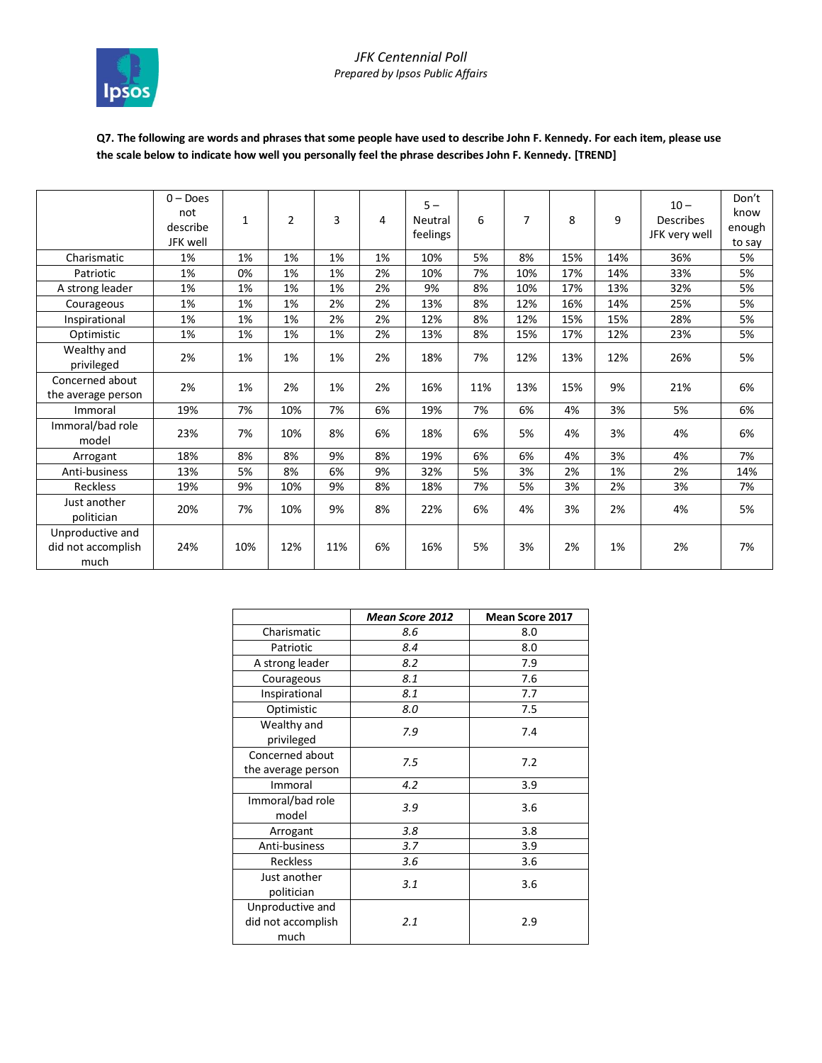*JFK Centennial Poll*
*Prepared by Ipsos Public Affairs*

**Q7. The following are words and phrases that some people have used to describe John F. Kennedy. For each item, please use the scale below to indicate how well you personally feel the phrase describes John F. Kennedy. [TREND]**

| | 0 – Does not describe JFK well | 1 | 2 | 3 | 4 | 5 – Neutral feelings | 6 | 7 | 8 | 9 | 10 – Describes JFK very well | Don't know enough to say |
|---|---|---|---|---|---|---|---|---|---|---|---|---|
| Charismatic | 1% | 1% | 1% | 1% | 1% | 10% | 5% | 8% | 15% | 14% | 36% | 5% |
| Patriotic | 1% | 0% | 1% | 1% | 2% | 10% | 7% | 10% | 17% | 14% | 33% | 5% |
| A strong leader | 1% | 1% | 1% | 1% | 2% | 9% | 8% | 10% | 17% | 13% | 32% | 5% |
| Courageous | 1% | 1% | 1% | 2% | 2% | 13% | 8% | 12% | 16% | 14% | 25% | 5% |
| Inspirational | 1% | 1% | 1% | 2% | 2% | 12% | 8% | 12% | 15% | 15% | 28% | 5% |
| Optimistic | 1% | 1% | 1% | 1% | 2% | 13% | 8% | 15% | 17% | 12% | 23% | 5% |
| Wealthy and privileged | 2% | 1% | 1% | 1% | 2% | 18% | 7% | 12% | 13% | 12% | 26% | 5% |
| Concerned about the average person | 2% | 1% | 2% | 1% | 2% | 16% | 11% | 13% | 15% | 9% | 21% | 6% |
| Immoral | 19% | 7% | 10% | 7% | 6% | 19% | 7% | 6% | 4% | 3% | 5% | 6% |
| Immoral/bad role model | 23% | 7% | 10% | 8% | 6% | 18% | 6% | 5% | 4% | 3% | 4% | 6% |
| Arrogant | 18% | 8% | 8% | 9% | 8% | 19% | 6% | 6% | 4% | 3% | 4% | 7% |
| Anti-business | 13% | 5% | 8% | 6% | 9% | 32% | 5% | 3% | 2% | 1% | 2% | 14% |
| Reckless | 19% | 9% | 10% | 9% | 8% | 18% | 7% | 5% | 3% | 2% | 3% | 7% |
| Just another politician | 20% | 7% | 10% | 9% | 8% | 22% | 6% | 4% | 3% | 2% | 4% | 5% |
| Unproductive and did not accomplish much | 24% | 10% | 12% | 11% | 6% | 16% | 5% | 3% | 2% | 1% | 2% | 7% |

| | *Mean Score 2012* | Mean Score 2017 |
|---|---|---|
| Charismatic | *8.6* | 8.0 |
| Patriotic | *8.4* | 8.0 |
| A strong leader | *8.2* | 7.9 |
| Courageous | *8.1* | 7.6 |
| Inspirational | *8.1* | 7.7 |
| Optimistic | *8.0* | 7.5 |
| Wealthy and privileged | *7.9* | 7.4 |
| Concerned about the average person | *7.5* | 7.2 |
| Immoral | *4.2* | 3.9 |
| Immoral/bad role model | *3.9* | 3.6 |
| Arrogant | *3.8* | 3.8 |
| Anti-business | *3.7* | 3.9 |
| Reckless | *3.6* | 3.6 |
| Just another politician | *3.1* | 3.6 |
| Unproductive and did not accomplish much | *2.1* | 2.9 |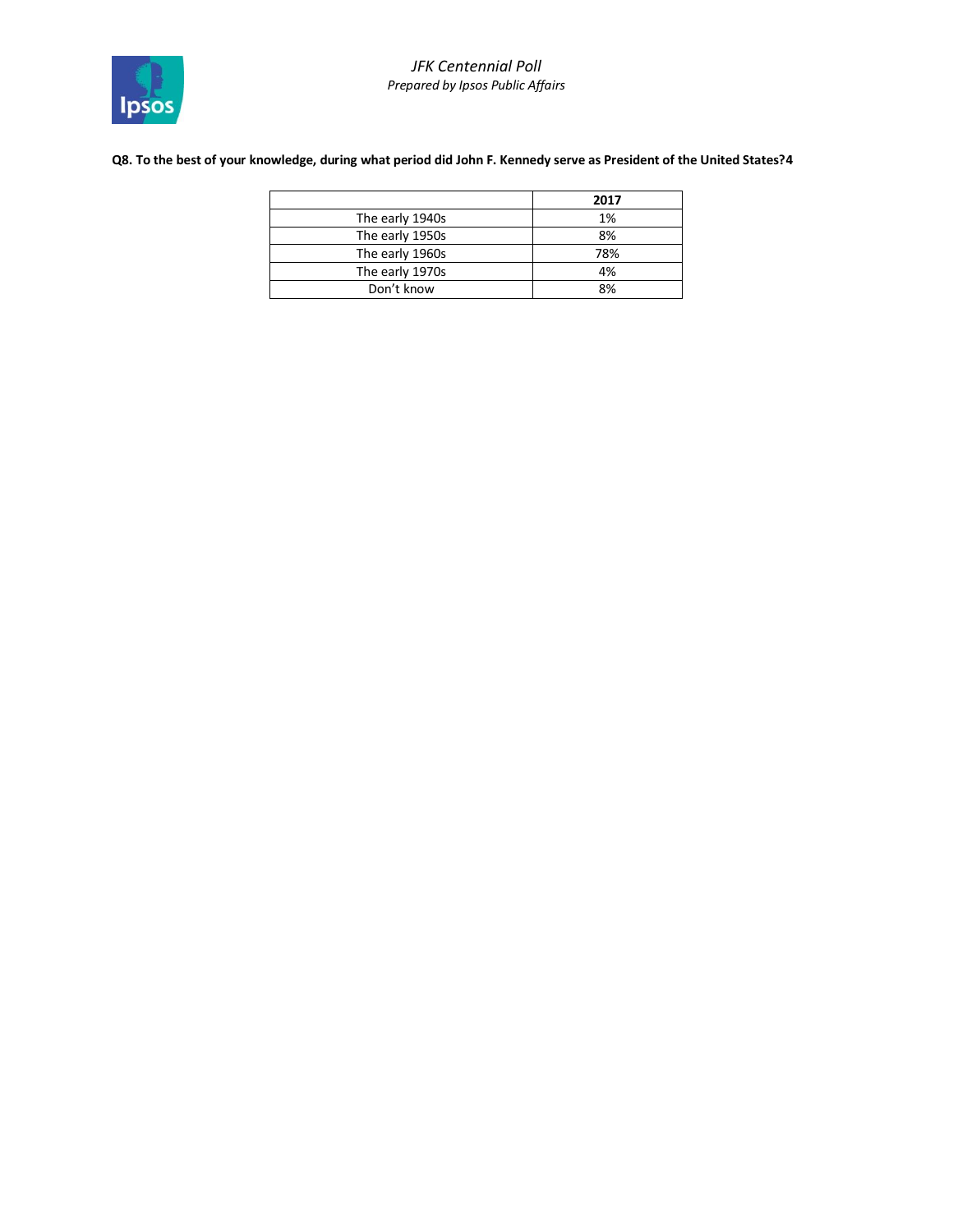**Q8. To the best of your knowledge, during what period did John F. Kennedy serve as President of the United States?4**

| | 2017 |
|---|---|
| The early 1940s | 1% |
| The early 1950s | 8% |
| The early 1960s | 78% |
| The early 1970s | 4% |
| Don't know | 8% |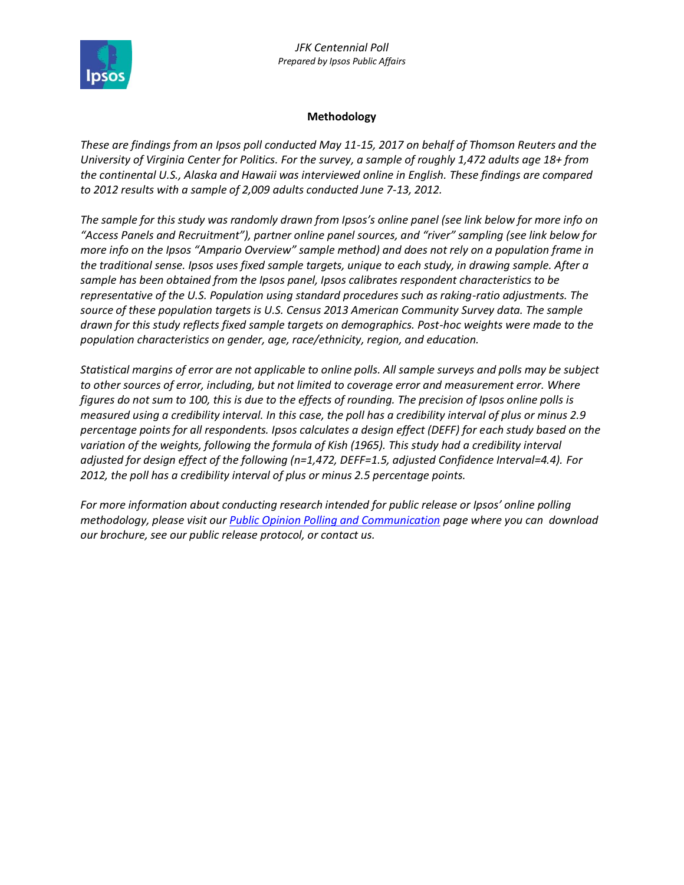## Methodology

*These are findings from an Ipsos poll conducted May 11-15, 2017 on behalf of Thomson Reuters and the University of Virginia Center for Politics. For the survey, a sample of roughly 1,472 adults age 18+ from the continental U.S., Alaska and Hawaii was interviewed online in English. These findings are compared to 2012 results with a sample of 2,009 adults conducted June 7-13, 2012.*

*The sample for this study was randomly drawn from Ipsos's online panel (see link below for more info on "Access Panels and Recruitment"), partner online panel sources, and "river" sampling (see link below for more info on the Ipsos "Ampario Overview" sample method) and does not rely on a population frame in the traditional sense. Ipsos uses fixed sample targets, unique to each study, in drawing sample. After a sample has been obtained from the Ipsos panel, Ipsos calibrates respondent characteristics to be representative of the U.S. Population using standard procedures such as raking-ratio adjustments. The source of these population targets is U.S. Census 2013 American Community Survey data. The sample drawn for this study reflects fixed sample targets on demographics. Post-hoc weights were made to the population characteristics on gender, age, race/ethnicity, region, and education.*

*Statistical margins of error are not applicable to online polls. All sample surveys and polls may be subject to other sources of error, including, but not limited to coverage error and measurement error. Where figures do not sum to 100, this is due to the effects of rounding. The precision of Ipsos online polls is measured using a credibility interval. In this case, the poll has a credibility interval of plus or minus 2.9 percentage points for all respondents. Ipsos calculates a design effect (DEFF) for each study based on the variation of the weights, following the formula of Kish (1965). This study had a credibility interval adjusted for design effect of the following (n=1,472, DEFF=1.5, adjusted Confidence Interval=4.4). For 2012, the poll has a credibility interval of plus or minus 2.5 percentage points.*

*For more information about conducting research intended for public release or Ipsos' online polling methodology, please visit our [Public Opinion Polling and Communication]() page where you can download our brochure, see our public release protocol, or contact us.*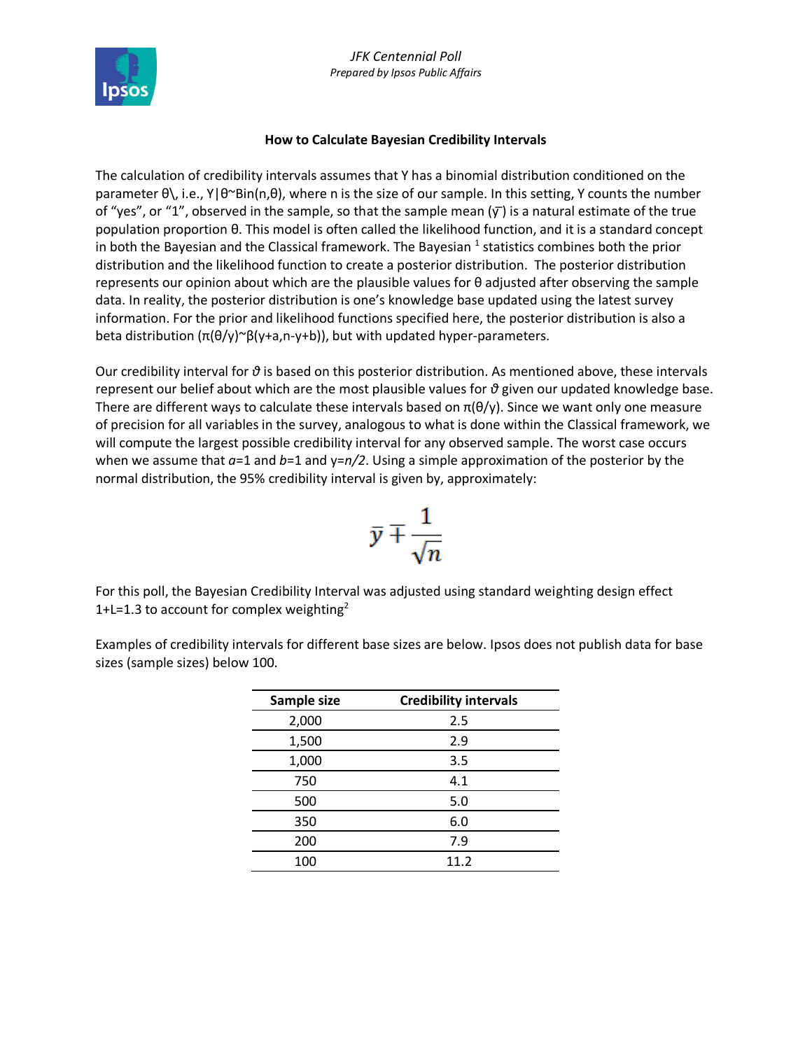### How to Calculate Bayesian Credibility Intervals

The calculation of credibility intervals assumes that Y has a binomial distribution conditioned on the parameter θ\, i.e., $Y|\theta \sim Bin(n,\theta)$, where n is the size of our sample. In this setting, Y counts the number of "yes", or "1", observed in the sample, so that the sample mean ($\bar{y}$) is a natural estimate of the true population proportion θ. This model is often called the likelihood function, and it is a standard concept in both the Bayesian and the Classical framework. The Bayesian [1] statistics combines both the prior distribution and the likelihood function to create a posterior distribution. The posterior distribution represents our opinion about which are the plausible values for θ adjusted after observing the sample data. In reality, the posterior distribution is one's knowledge base updated using the latest survey information. For the prior and likelihood functions specified here, the posterior distribution is also a beta distribution ($\pi(\theta/y) \sim \beta(y+a, n-y+b)$), but with updated hyper-parameters.

Our credibility interval for $\vartheta$ is based on this posterior distribution. As mentioned above, these intervals represent our belief about which are the most plausible values for $\vartheta$ given our updated knowledge base. There are different ways to calculate these intervals based on $\pi(\theta/y)$. Since we want only one measure of precision for all variables in the survey, analogous to what is done within the Classical framework, we will compute the largest possible credibility interval for any observed sample. The worst case occurs when we assume that $a=1$ and $b=1$ and $y=n/2$. Using a simple approximation of the posterior by the normal distribution, the 95% credibility interval is given by, approximately:

$$\bar{y} \mp \frac{1}{\sqrt{n}}$$

For this poll, the Bayesian Credibility Interval was adjusted using standard weighting design effect 1+L=1.3 to account for complex weighting[2]

Examples of credibility intervals for different base sizes are below. Ipsos does not publish data for base sizes (sample sizes) below 100.

| Sample size | Credibility intervals |
|---|---|
| 2,000 | 2.5 |
| 1,500 | 2.9 |
| 1,000 | 3.5 |
| 750 | 4.1 |
| 500 | 5.0 |
| 350 | 6.0 |
| 200 | 7.9 |
| 100 | 11.2 |